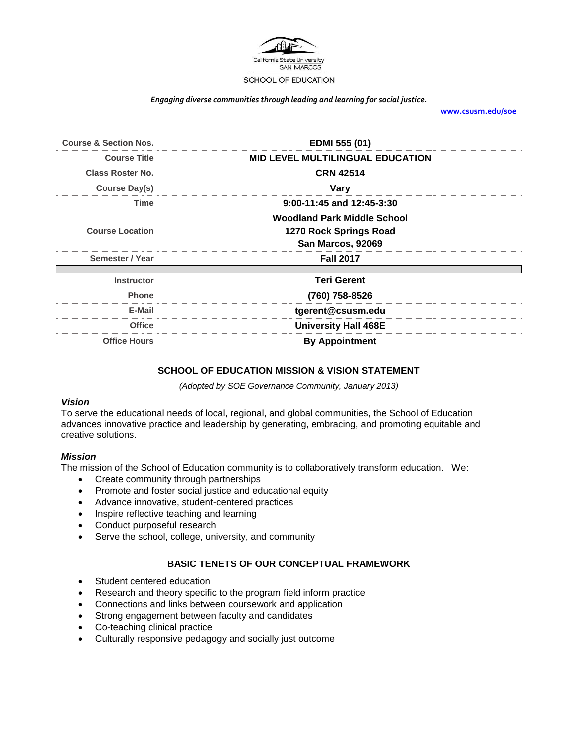California State University SAN MARCOS

SCHOOL OF EDUCATION

*Engaging diverse communities through leading and learning for social justice.*

**www.csusm.edu/soe**

| Course & Section Nos. | EDMI 555 (01) |
|---|---|
| Course Title | MID LEVEL MULTILINGUAL EDUCATION |
| Class Roster No. | CRN 42514 |
| Course Day(s) | Vary |
| Time | 9:00-11:45 and 12:45-3:30 |
| Course Location | Woodland Park Middle School<br>1270 Rock Springs Road<br>San Marcos, 92069 |
| Semester / Year | Fall 2017 |
| Instructor | Teri Gerent |
| Phone | (760) 758-8526 |
| E-Mail | tgerent@csusm.edu |
| Office | University Hall 468E |
| Office Hours | By Appointment |

## SCHOOL OF EDUCATION MISSION & VISION STATEMENT

*(Adopted by SOE Governance Community, January 2013)*

### *Vision*

To serve the educational needs of local, regional, and global communities, the School of Education advances innovative practice and leadership by generating, embracing, and promoting equitable and creative solutions.

### *Mission*

The mission of the School of Education community is to collaboratively transform education. We:

- Create community through partnerships
- Promote and foster social justice and educational equity
- Advance innovative, student-centered practices
- Inspire reflective teaching and learning
- Conduct purposeful research
- Serve the school, college, university, and community

## BASIC TENETS OF OUR CONCEPTUAL FRAMEWORK

- Student centered education
- Research and theory specific to the program field inform practice
- Connections and links between coursework and application
- Strong engagement between faculty and candidates
- Co-teaching clinical practice
- Culturally responsive pedagogy and socially just outcome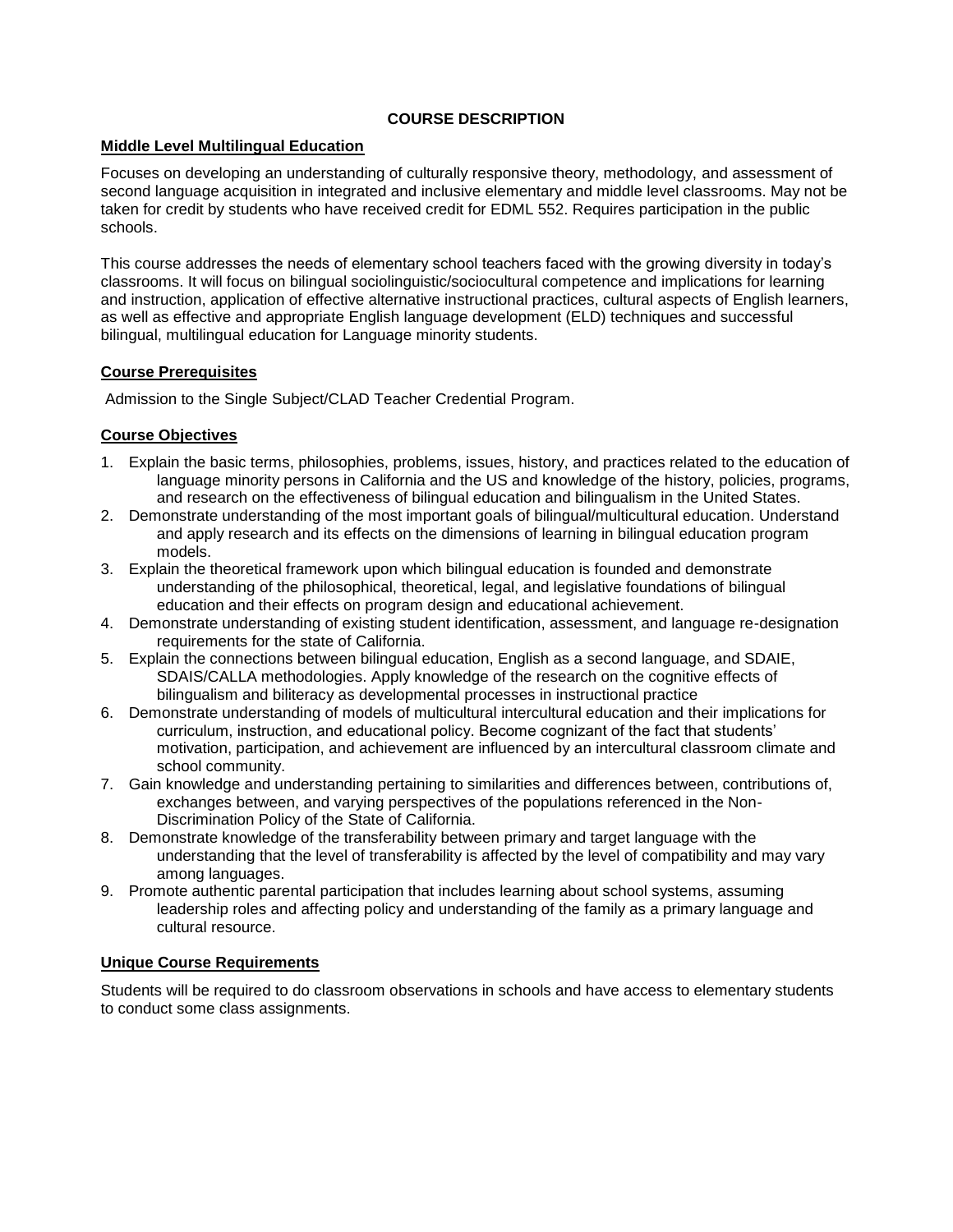## COURSE DESCRIPTION

### Middle Level Multilingual Education

Focuses on developing an understanding of culturally responsive theory, methodology, and assessment of second language acquisition in integrated and inclusive elementary and middle level classrooms. May not be taken for credit by students who have received credit for EDML 552. Requires participation in the public schools.

This course addresses the needs of elementary school teachers faced with the growing diversity in today's classrooms. It will focus on bilingual sociolinguistic/sociocultural competence and implications for learning and instruction, application of effective alternative instructional practices, cultural aspects of English learners, as well as effective and appropriate English language development (ELD) techniques and successful bilingual, multilingual education for Language minority students.

### Course Prerequisites

Admission to the Single Subject/CLAD Teacher Credential Program.

### Course Objectives

1. Explain the basic terms, philosophies, problems, issues, history, and practices related to the education of language minority persons in California and the US and knowledge of the history, policies, programs, and research on the effectiveness of bilingual education and bilingualism in the United States.
2. Demonstrate understanding of the most important goals of bilingual/multicultural education. Understand and apply research and its effects on the dimensions of learning in bilingual education program models.
3. Explain the theoretical framework upon which bilingual education is founded and demonstrate understanding of the philosophical, theoretical, legal, and legislative foundations of bilingual education and their effects on program design and educational achievement.
4. Demonstrate understanding of existing student identification, assessment, and language re-designation requirements for the state of California.
5. Explain the connections between bilingual education, English as a second language, and SDAIE, SDAIS/CALLA methodologies. Apply knowledge of the research on the cognitive effects of bilingualism and biliteracy as developmental processes in instructional practice
6. Demonstrate understanding of models of multicultural intercultural education and their implications for curriculum, instruction, and educational policy. Become cognizant of the fact that students' motivation, participation, and achievement are influenced by an intercultural classroom climate and school community.
7. Gain knowledge and understanding pertaining to similarities and differences between, contributions of, exchanges between, and varying perspectives of the populations referenced in the Non-Discrimination Policy of the State of California.
8. Demonstrate knowledge of the transferability between primary and target language with the understanding that the level of transferability is affected by the level of compatibility and may vary among languages.
9. Promote authentic parental participation that includes learning about school systems, assuming leadership roles and affecting policy and understanding of the family as a primary language and cultural resource.

### Unique Course Requirements

Students will be required to do classroom observations in schools and have access to elementary students to conduct some class assignments.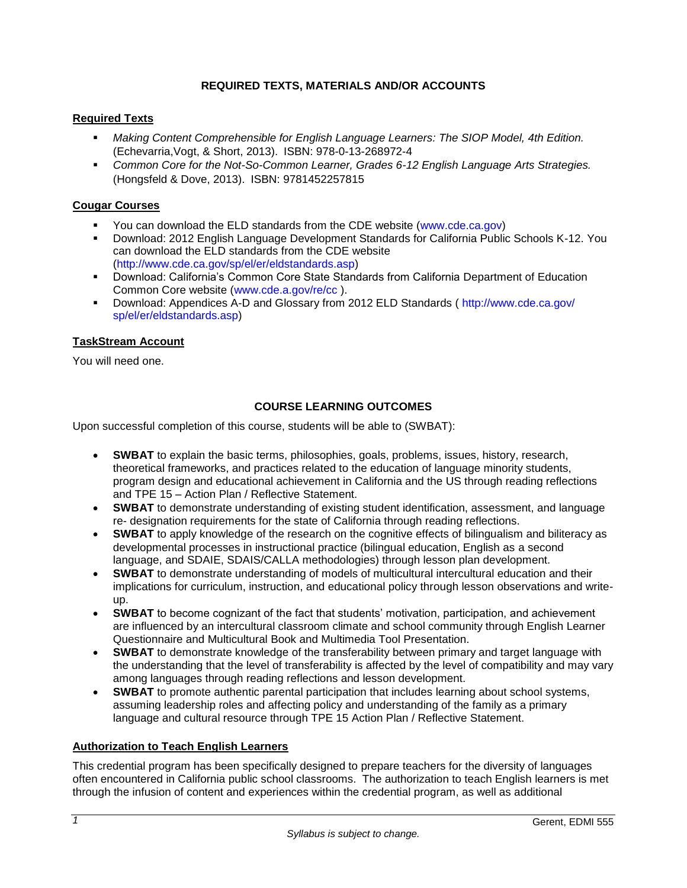## REQUIRED TEXTS, MATERIALS AND/OR ACCOUNTS

### Required Texts

- *Making Content Comprehensible for English Language Learners: The SIOP Model, 4th Edition.* (Echevarria,Vogt, & Short, 2013). ISBN: 978-0-13-268972-4
- *Common Core for the Not-So-Common Learner, Grades 6-12 English Language Arts Strategies.* (Hongsfeld & Dove, 2013). ISBN: 9781452257815

### Cougar Courses

- You can download the ELD standards from the CDE website (www.cde.ca.gov)
- Download: 2012 English Language Development Standards for California Public Schools K-12. You can download the ELD standards from the CDE website (http://www.cde.ca.gov/sp/el/er/eldstandards.asp)
- Download: California's Common Core State Standards from California Department of Education Common Core website (www.cde.a.gov/re/cc ).
- Download: Appendices A-D and Glossary from 2012 ELD Standards ( http://www.cde.ca.gov/ sp/el/er/eldstandards.asp)

### TaskStream Account

You will need one.

## COURSE LEARNING OUTCOMES

Upon successful completion of this course, students will be able to (SWBAT):

- **SWBAT** to explain the basic terms, philosophies, goals, problems, issues, history, research, theoretical frameworks, and practices related to the education of language minority students, program design and educational achievement in California and the US through reading reflections and TPE 15 – Action Plan / Reflective Statement.
- **SWBAT** to demonstrate understanding of existing student identification, assessment, and language re- designation requirements for the state of California through reading reflections.
- **SWBAT** to apply knowledge of the research on the cognitive effects of bilingualism and biliteracy as developmental processes in instructional practice (bilingual education, English as a second language, and SDAIE, SDAIS/CALLA methodologies) through lesson plan development.
- **SWBAT** to demonstrate understanding of models of multicultural intercultural education and their implications for curriculum, instruction, and educational policy through lesson observations and write-up.
- **SWBAT** to become cognizant of the fact that students' motivation, participation, and achievement are influenced by an intercultural classroom climate and school community through English Learner Questionnaire and Multicultural Book and Multimedia Tool Presentation.
- **SWBAT** to demonstrate knowledge of the transferability between primary and target language with the understanding that the level of transferability is affected by the level of compatibility and may vary among languages through reading reflections and lesson development.
- **SWBAT** to promote authentic parental participation that includes learning about school systems, assuming leadership roles and affecting policy and understanding of the family as a primary language and cultural resource through TPE 15 Action Plan / Reflective Statement.

### Authorization to Teach English Learners

This credential program has been specifically designed to prepare teachers for the diversity of languages often encountered in California public school classrooms. The authorization to teach English learners is met through the infusion of content and experiences within the credential program, as well as additional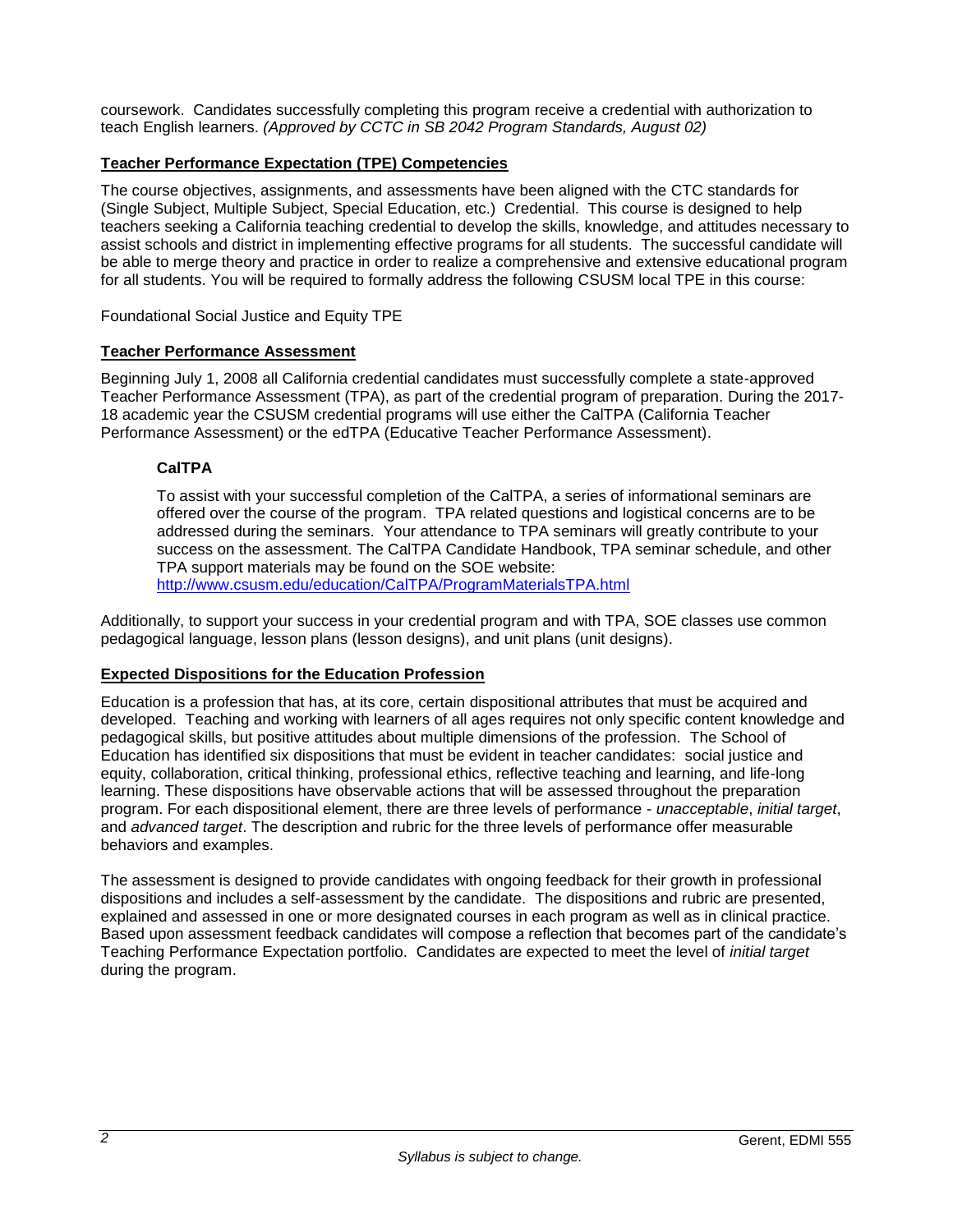coursework. Candidates successfully completing this program receive a credential with authorization to teach English learners. *(Approved by CCTC in SB 2042 Program Standards, August 02)*

## Teacher Performance Expectation (TPE) Competencies

The course objectives, assignments, and assessments have been aligned with the CTC standards for (Single Subject, Multiple Subject, Special Education, etc.) Credential. This course is designed to help teachers seeking a California teaching credential to develop the skills, knowledge, and attitudes necessary to assist schools and district in implementing effective programs for all students. The successful candidate will be able to merge theory and practice in order to realize a comprehensive and extensive educational program for all students. You will be required to formally address the following CSUSM local TPE in this course:

Foundational Social Justice and Equity TPE

## Teacher Performance Assessment

Beginning July 1, 2008 all California credential candidates must successfully complete a state-approved Teacher Performance Assessment (TPA), as part of the credential program of preparation. During the 2017-18 academic year the CSUSM credential programs will use either the CalTPA (California Teacher Performance Assessment) or the edTPA (Educative Teacher Performance Assessment).

### CalTPA

To assist with your successful completion of the CalTPA, a series of informational seminars are offered over the course of the program. TPA related questions and logistical concerns are to be addressed during the seminars. Your attendance to TPA seminars will greatly contribute to your success on the assessment. The CalTPA Candidate Handbook, TPA seminar schedule, and other TPA support materials may be found on the SOE website:
http://www.csusm.edu/education/CalTPA/ProgramMaterialsTPA.html

Additionally, to support your success in your credential program and with TPA, SOE classes use common pedagogical language, lesson plans (lesson designs), and unit plans (unit designs).

## Expected Dispositions for the Education Profession

Education is a profession that has, at its core, certain dispositional attributes that must be acquired and developed. Teaching and working with learners of all ages requires not only specific content knowledge and pedagogical skills, but positive attitudes about multiple dimensions of the profession. The School of Education has identified six dispositions that must be evident in teacher candidates: social justice and equity, collaboration, critical thinking, professional ethics, reflective teaching and learning, and life-long learning. These dispositions have observable actions that will be assessed throughout the preparation program. For each dispositional element, there are three levels of performance - *unacceptable*, *initial target*, and *advanced target*. The description and rubric for the three levels of performance offer measurable behaviors and examples.

The assessment is designed to provide candidates with ongoing feedback for their growth in professional dispositions and includes a self-assessment by the candidate. The dispositions and rubric are presented, explained and assessed in one or more designated courses in each program as well as in clinical practice. Based upon assessment feedback candidates will compose a reflection that becomes part of the candidate's Teaching Performance Expectation portfolio. Candidates are expected to meet the level of *initial target* during the program.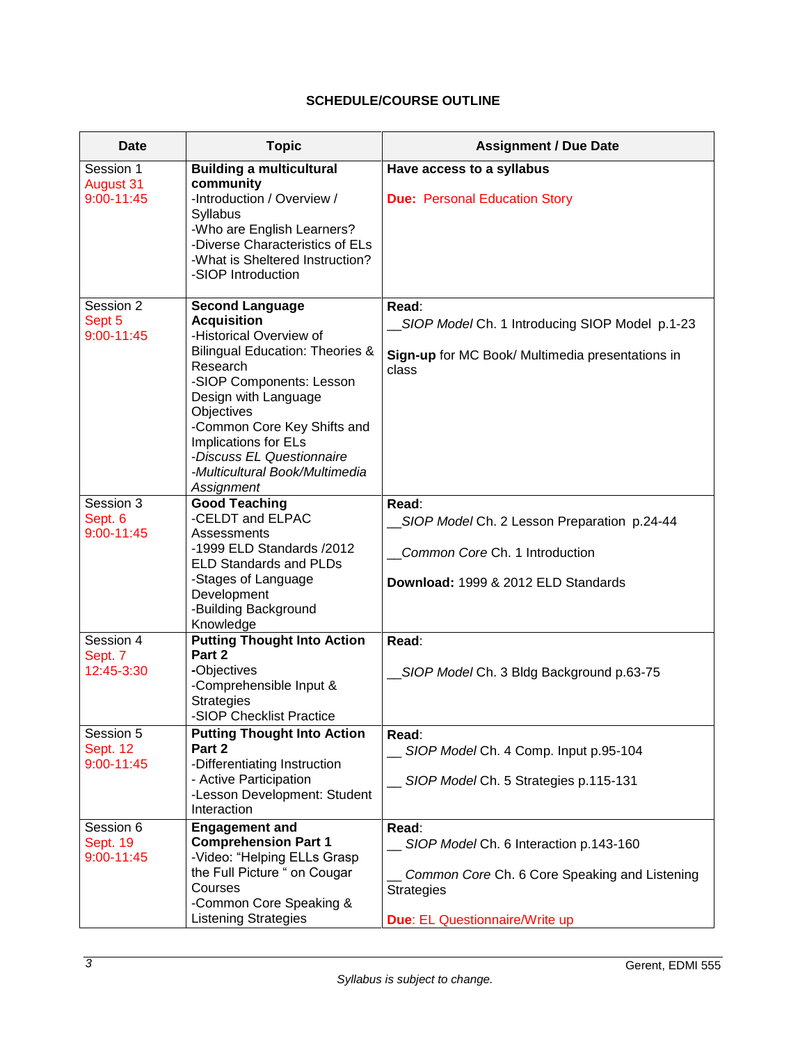**SCHEDULE/COURSE OUTLINE**

| Date | Topic | Assignment / Due Date |
|---|---|---|
| Session 1<br>August 31<br>9:00-11:45 | **Building a multicultural community**<br>-Introduction / Overview / Syllabus<br>-Who are English Learners?<br>-Diverse Characteristics of ELs<br>-What is Sheltered Instruction?<br>-SIOP Introduction | **Have access to a syllabus**<br><br>**Due:** Personal Education Story |
| Session 2<br>Sept 5<br>9:00-11:45 | **Second Language Acquisition**<br>-Historical Overview of Bilingual Education: Theories & Research<br>-SIOP Components: Lesson Design with Language Objectives<br>-Common Core Key Shifts and Implications for ELs<br>-*Discuss EL Questionnaire*<br>-*Multicultural Book/Multimedia Assignment* | **Read**:<br>__*SIOP Model* Ch. 1 Introducing SIOP Model p.1-23<br><br>**Sign-up** for MC Book/ Multimedia presentations in class |
| Session 3<br>Sept. 6<br>9:00-11:45 | **Good Teaching**<br>-CELDT and ELPAC Assessments<br>-1999 ELD Standards /2012 ELD Standards and PLDs<br>-Stages of Language Development<br>-Building Background Knowledge | **Read**:<br>__*SIOP Model* Ch. 2 Lesson Preparation p.24-44<br><br>__*Common Core* Ch. 1 Introduction<br><br>**Download:** 1999 & 2012 ELD Standards |
| Session 4<br>Sept. 7<br>12:45-3:30 | **Putting Thought Into Action Part 2**<br>**-**Objectives<br>-Comprehensible Input & Strategies<br>-SIOP Checklist Practice | **Read**:<br><br>__*SIOP Model* Ch. 3 Bldg Background p.63-75 |
| Session 5<br>Sept. 12<br>9:00-11:45 | **Putting Thought Into Action Part 2**<br>-Differentiating Instruction<br>- Active Participation<br>-Lesson Development: Student Interaction | **Read**:<br>__ *SIOP Model* Ch. 4 Comp. Input p.95-104<br><br>__ *SIOP Model* Ch. 5 Strategies p.115-131 |
| Session 6<br>Sept. 19<br>9:00-11:45 | **Engagement and Comprehension Part 1**<br>-Video: "Helping ELLs Grasp the Full Picture " on Cougar Courses<br>-Common Core Speaking & Listening Strategies | **Read**:<br>__ *SIOP Model* Ch. 6 Interaction p.143-160<br><br>__ *Common Core* Ch. 6 Core Speaking and Listening Strategies<br><br>**Due**: EL Questionnaire/Write up |

*Syllabus is subject to change.*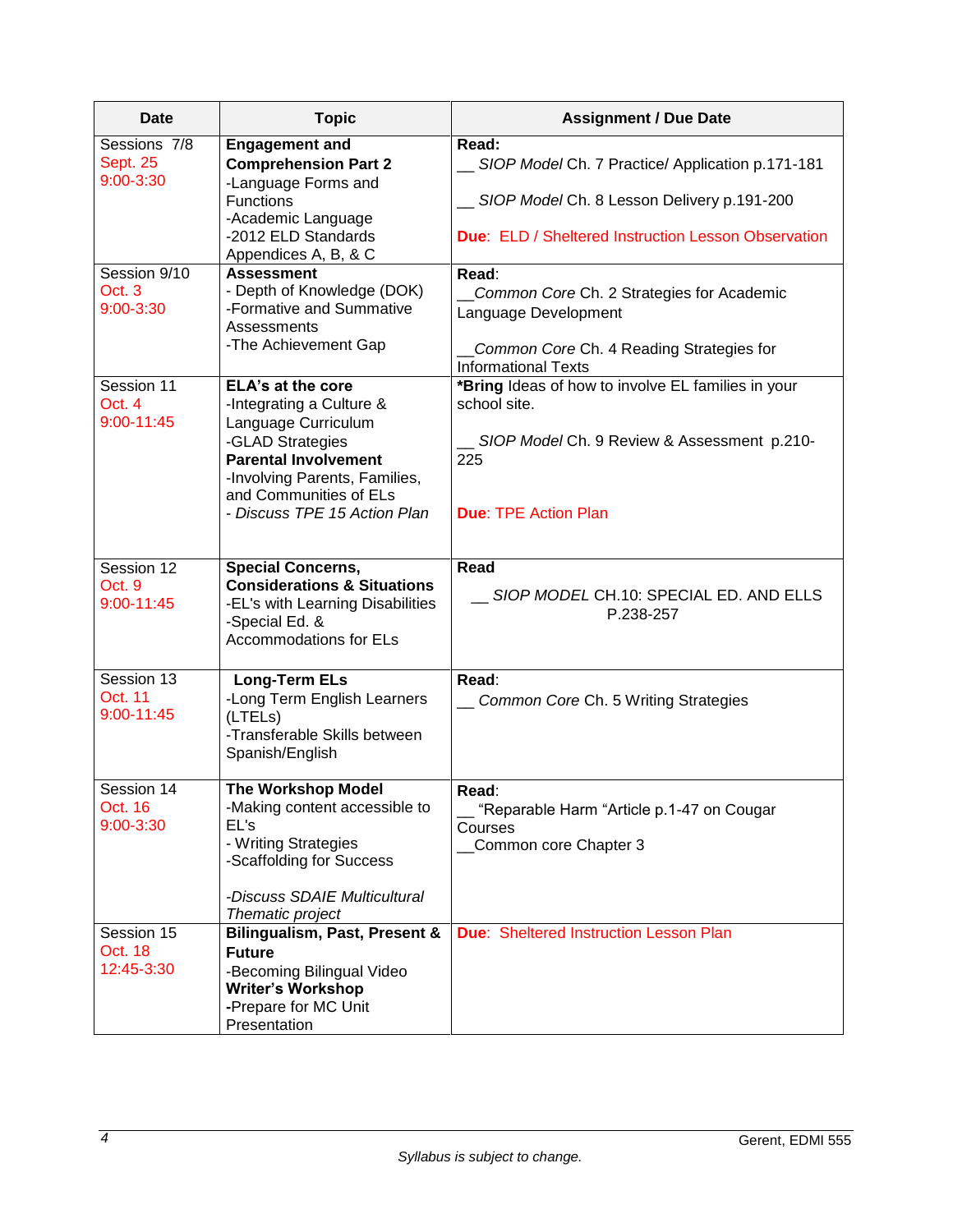| Date | Topic | Assignment / Due Date |
|---|---|---|
| Sessions 7/8<br>Sept. 25<br>9:00-3:30 | **Engagement and Comprehension Part 2**<br>-Language Forms and Functions<br>-Academic Language<br>-2012 ELD Standards Appendices A, B, & C | **Read:**<br>__ *SIOP Model* Ch. 7 Practice/ Application p.171-181<br><br>__ *SIOP Model* Ch. 8 Lesson Delivery p.191-200<br><br>**Due**: ELD / Sheltered Instruction Lesson Observation |
| Session 9/10<br>Oct. 3<br>9:00-3:30 | **Assessment**<br>- Depth of Knowledge (DOK)<br>-Formative and Summative Assessments<br>-The Achievement Gap | **Read**:<br>__*Common Core* Ch. 2 Strategies for Academic Language Development<br><br>__*Common Core* Ch. 4 Reading Strategies for Informational Texts |
| Session 11<br>Oct. 4<br>9:00-11:45 | **ELA's at the core**<br>-Integrating a Culture & Language Curriculum<br>-GLAD Strategies<br>**Parental Involvement**<br>-Involving Parents, Families, and Communities of ELs<br>- *Discuss TPE 15 Action Plan* | ***Bring** Ideas of how to involve EL families in your school site.<br><br>__ *SIOP Model* Ch. 9 Review & Assessment p.210-225<br><br>**Due**: TPE Action Plan |
| Session 12<br>Oct. 9<br>9:00-11:45 | **Special Concerns, Considerations & Situations**<br>-EL's with Learning Disabilities<br>-Special Ed. & Accommodations for ELs | **Read**<br>__ *SIOP MODEL* CH.10: SPECIAL ED. AND ELLS P.238-257 |
| Session 13<br>Oct. 11<br>9:00-11:45 | **Long-Term ELs**<br>-Long Term English Learners (LTELs)<br>-Transferable Skills between Spanish/English | **Read**:<br>__ *Common Core* Ch. 5 Writing Strategies |
| Session 14<br>Oct. 16<br>9:00-3:30 | **The Workshop Model**<br>-Making content accessible to EL's<br>- Writing Strategies<br>-Scaffolding for Success<br><br>*-Discuss SDAIE Multicultural Thematic project* | **Read**:<br>__ "Reparable Harm "Article p.1-47 on Cougar Courses<br>__Common core Chapter 3 |
| Session 15<br>Oct. 18<br>12:45-3:30 | **Bilingualism, Past, Present & Future**<br>-Becoming Bilingual Video<br>**Writer's Workshop**<br>**-**Prepare for MC Unit Presentation | **Due**: Sheltered Instruction Lesson Plan |

*Syllabus is subject to change.*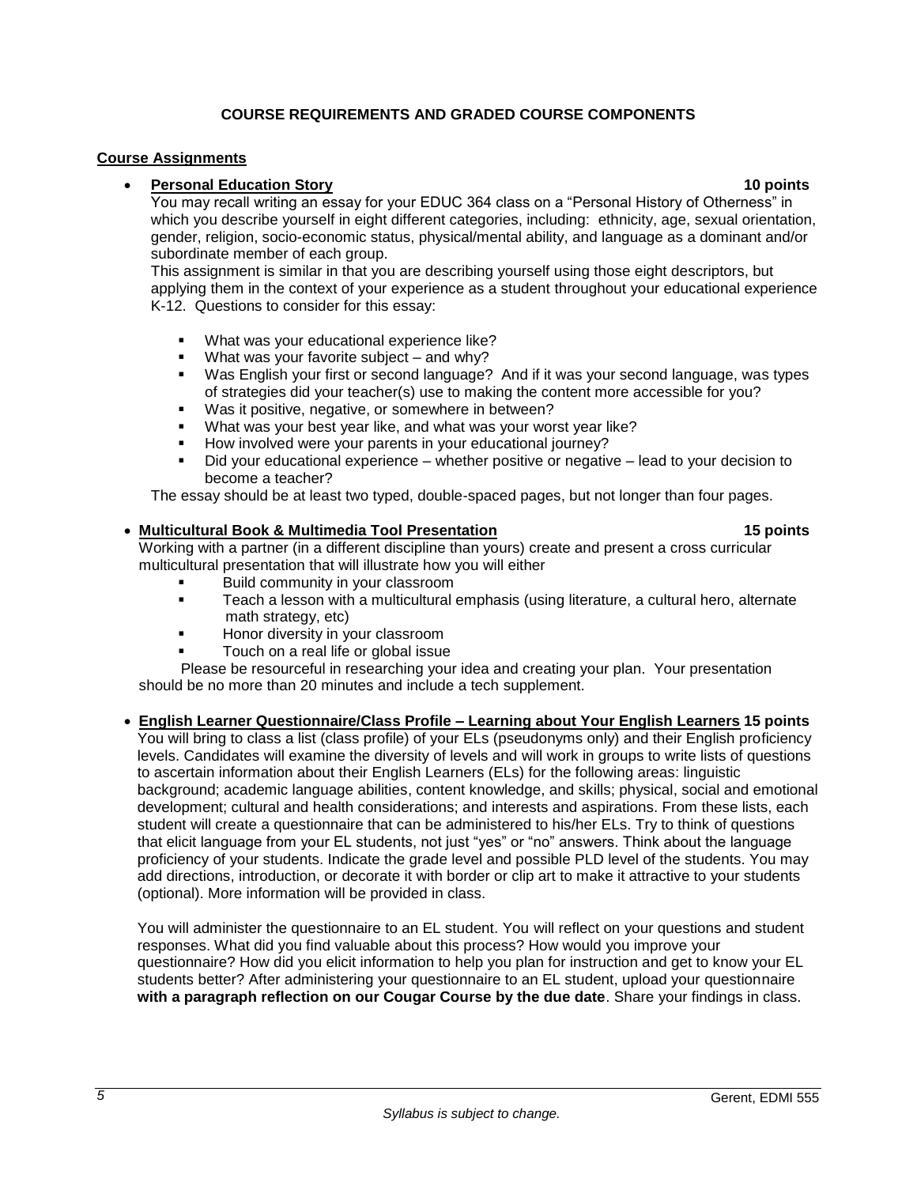## COURSE REQUIREMENTS AND GRADED COURSE COMPONENTS

### Course Assignments

- **Personal Education Story** **10 points**

  You may recall writing an essay for your EDUC 364 class on a "Personal History of Otherness" in which you describe yourself in eight different categories, including: ethnicity, age, sexual orientation, gender, religion, socio-economic status, physical/mental ability, and language as a dominant and/or subordinate member of each group.

  This assignment is similar in that you are describing yourself using those eight descriptors, but applying them in the context of your experience as a student throughout your educational experience K-12. Questions to consider for this essay:

  - What was your educational experience like?
  - What was your favorite subject – and why?
  - Was English your first or second language? And if it was your second language, was types of strategies did your teacher(s) use to making the content more accessible for you?
  - Was it positive, negative, or somewhere in between?
  - What was your best year like, and what was your worst year like?
  - How involved were your parents in your educational journey?
  - Did your educational experience – whether positive or negative – lead to your decision to become a teacher?

  The essay should be at least two typed, double-spaced pages, but not longer than four pages.

- **Multicultural Book & Multimedia Tool Presentation** **15 points**

  Working with a partner (in a different discipline than yours) create and present a cross curricular multicultural presentation that will illustrate how you will either

  - Build community in your classroom
  - Teach a lesson with a multicultural emphasis (using literature, a cultural hero, alternate math strategy, etc)
  - Honor diversity in your classroom
  - Touch on a real life or global issue

  Please be resourceful in researching your idea and creating your plan. Your presentation should be no more than 20 minutes and include a tech supplement.

- **English Learner Questionnaire/Class Profile – Learning about Your English Learners** **15 points**

  You will bring to class a list (class profile) of your ELs (pseudonyms only) and their English proficiency levels. Candidates will examine the diversity of levels and will work in groups to write lists of questions to ascertain information about their English Learners (ELs) for the following areas: linguistic background; academic language abilities, content knowledge, and skills; physical, social and emotional development; cultural and health considerations; and interests and aspirations. From these lists, each student will create a questionnaire that can be administered to his/her ELs. Try to think of questions that elicit language from your EL students, not just "yes" or "no" answers. Think about the language proficiency of your students. Indicate the grade level and possible PLD level of the students. You may add directions, introduction, or decorate it with border or clip art to make it attractive to your students (optional). More information will be provided in class.

  You will administer the questionnaire to an EL student. You will reflect on your questions and student responses. What did you find valuable about this process? How would you improve your questionnaire? How did you elicit information to help you plan for instruction and get to know your EL students better? After administering your questionnaire to an EL student, upload your questionnaire **with a paragraph reflection on our Cougar Course by the due date**. Share your findings in class.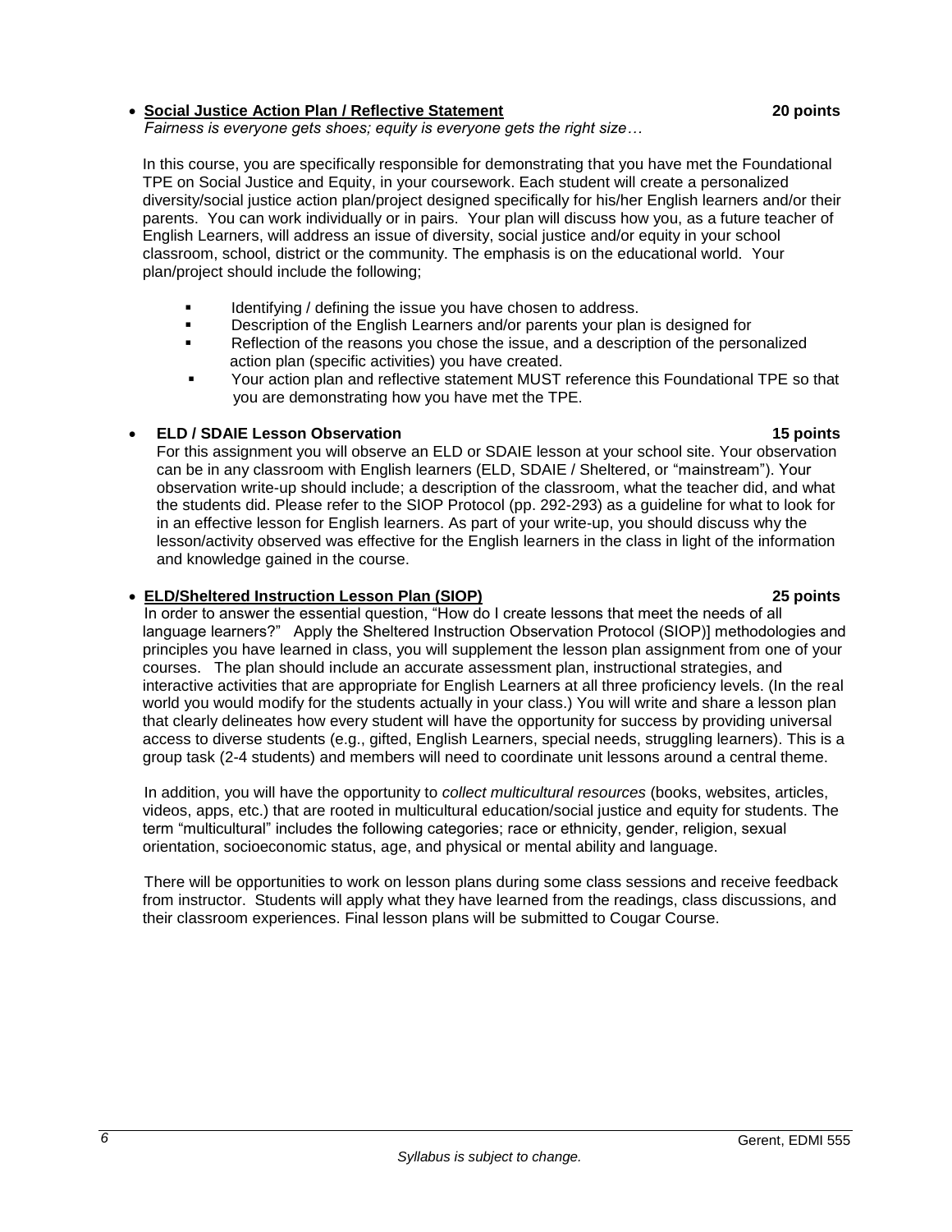- **Social Justice Action Plan / Reflective Statement** **20 points**

  *Fairness is everyone gets shoes; equity is everyone gets the right size…*

  In this course, you are specifically responsible for demonstrating that you have met the Foundational TPE on Social Justice and Equity, in your coursework. Each student will create a personalized diversity/social justice action plan/project designed specifically for his/her English learners and/or their parents. You can work individually or in pairs. Your plan will discuss how you, as a future teacher of English Learners, will address an issue of diversity, social justice and/or equity in your school classroom, school, district or the community. The emphasis is on the educational world. Your plan/project should include the following;

  - Identifying / defining the issue you have chosen to address.
  - Description of the English Learners and/or parents your plan is designed for
  - Reflection of the reasons you chose the issue, and a description of the personalized action plan (specific activities) you have created.
  - Your action plan and reflective statement MUST reference this Foundational TPE so that you are demonstrating how you have met the TPE.

- **ELD / SDAIE Lesson Observation** **15 points**

  For this assignment you will observe an ELD or SDAIE lesson at your school site. Your observation can be in any classroom with English learners (ELD, SDAIE / Sheltered, or "mainstream"). Your observation write-up should include; a description of the classroom, what the teacher did, and what the students did. Please refer to the SIOP Protocol (pp. 292-293) as a guideline for what to look for in an effective lesson for English learners. As part of your write-up, you should discuss why the lesson/activity observed was effective for the English learners in the class in light of the information and knowledge gained in the course.

- **ELD/Sheltered Instruction Lesson Plan (SIOP)** **25 points**

  In order to answer the essential question, "How do I create lessons that meet the needs of all language learners?" Apply the Sheltered Instruction Observation Protocol (SIOP)] methodologies and principles you have learned in class, you will supplement the lesson plan assignment from one of your courses. The plan should include an accurate assessment plan, instructional strategies, and interactive activities that are appropriate for English Learners at all three proficiency levels. (In the real world you would modify for the students actually in your class.) You will write and share a lesson plan that clearly delineates how every student will have the opportunity for success by providing universal access to diverse students (e.g., gifted, English Learners, special needs, struggling learners). This is a group task (2-4 students) and members will need to coordinate unit lessons around a central theme.

  In addition, you will have the opportunity to *collect multicultural resources* (books, websites, articles, videos, apps, etc.) that are rooted in multicultural education/social justice and equity for students. The term "multicultural" includes the following categories; race or ethnicity, gender, religion, sexual orientation, socioeconomic status, age, and physical or mental ability and language.

  There will be opportunities to work on lesson plans during some class sessions and receive feedback from instructor. Students will apply what they have learned from the readings, class discussions, and their classroom experiences. Final lesson plans will be submitted to Cougar Course.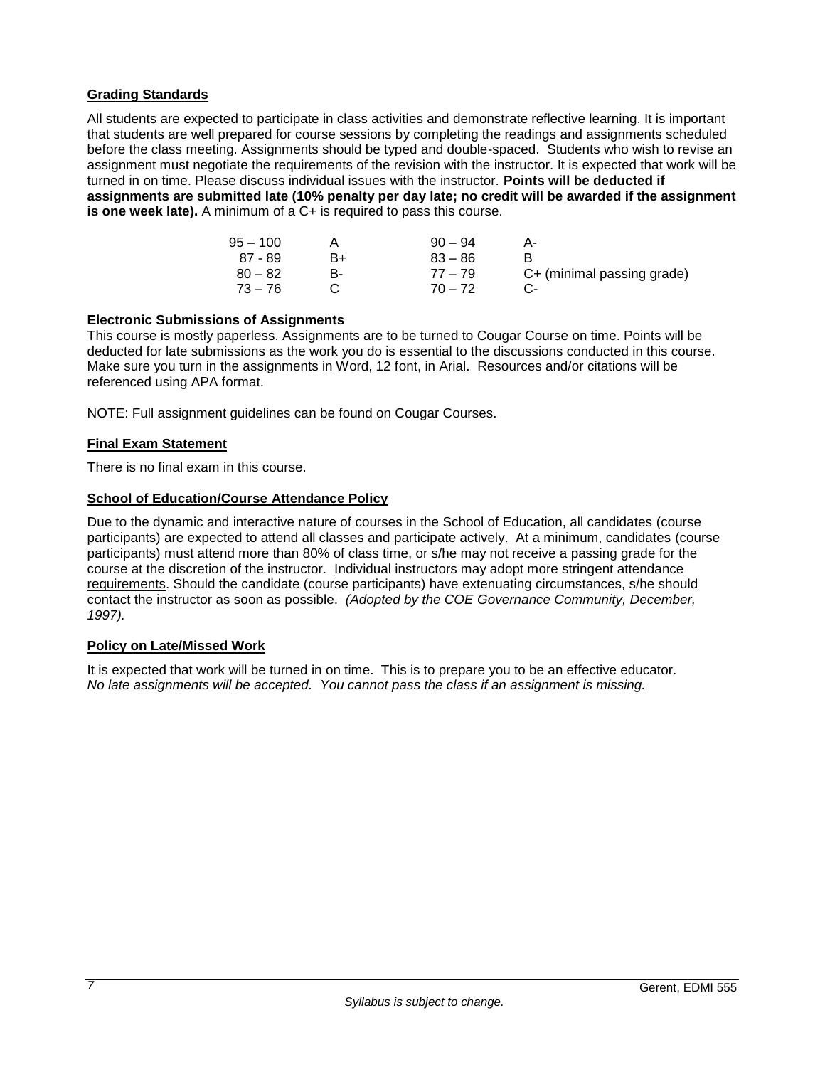## Grading Standards

All students are expected to participate in class activities and demonstrate reflective learning. It is important that students are well prepared for course sessions by completing the readings and assignments scheduled before the class meeting. Assignments should be typed and double-spaced. Students who wish to revise an assignment must negotiate the requirements of the revision with the instructor. It is expected that work will be turned in on time. Please discuss individual issues with the instructor. **Points will be deducted if assignments are submitted late (10% penalty per day late; no credit will be awarded if the assignment is one week late).** A minimum of a C+ is required to pass this course.

| | | | |
|---|---|---|---|
| 95 – 100 | A | 90 – 94 | A- |
| 87 - 89 | B+ | 83 – 86 | B |
| 80 – 82 | B- | 77 – 79 | C+ (minimal passing grade) |
| 73 – 76 | C | 70 – 72 | C- |

**Electronic Submissions of Assignments**

This course is mostly paperless. Assignments are to be turned to Cougar Course on time. Points will be deducted for late submissions as the work you do is essential to the discussions conducted in this course. Make sure you turn in the assignments in Word, 12 font, in Arial. Resources and/or citations will be referenced using APA format.

NOTE: Full assignment guidelines can be found on Cougar Courses.

## Final Exam Statement

There is no final exam in this course.

## School of Education/Course Attendance Policy

Due to the dynamic and interactive nature of courses in the School of Education, all candidates (course participants) are expected to attend all classes and participate actively. At a minimum, candidates (course participants) must attend more than 80% of class time, or s/he may not receive a passing grade for the course at the discretion of the instructor. Individual instructors may adopt more stringent attendance requirements. Should the candidate (course participants) have extenuating circumstances, s/he should contact the instructor as soon as possible. *(Adopted by the COE Governance Community, December, 1997).*

## Policy on Late/Missed Work

It is expected that work will be turned in on time. This is to prepare you to be an effective educator. *No late assignments will be accepted. You cannot pass the class if an assignment is missing.*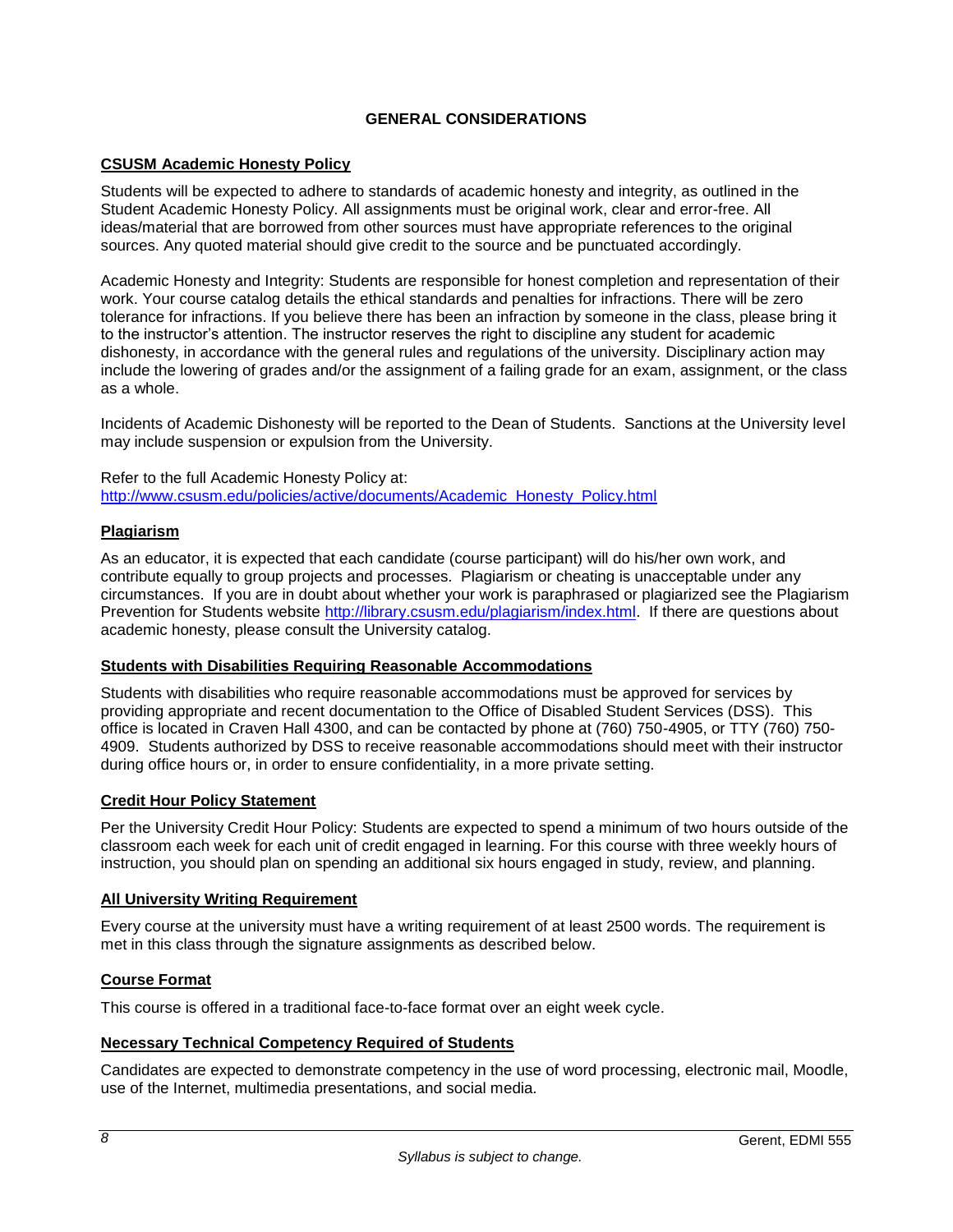## GENERAL CONSIDERATIONS

### CSUSM Academic Honesty Policy

Students will be expected to adhere to standards of academic honesty and integrity, as outlined in the Student Academic Honesty Policy. All assignments must be original work, clear and error-free. All ideas/material that are borrowed from other sources must have appropriate references to the original sources. Any quoted material should give credit to the source and be punctuated accordingly.

Academic Honesty and Integrity: Students are responsible for honest completion and representation of their work. Your course catalog details the ethical standards and penalties for infractions. There will be zero tolerance for infractions. If you believe there has been an infraction by someone in the class, please bring it to the instructor's attention. The instructor reserves the right to discipline any student for academic dishonesty, in accordance with the general rules and regulations of the university. Disciplinary action may include the lowering of grades and/or the assignment of a failing grade for an exam, assignment, or the class as a whole.

Incidents of Academic Dishonesty will be reported to the Dean of Students. Sanctions at the University level may include suspension or expulsion from the University.

Refer to the full Academic Honesty Policy at:
[http://www.csusm.edu/policies/active/documents/Academic_Honesty_Policy.html](http://www.csusm.edu/policies/active/documents/Academic_Honesty_Policy.html)

### Plagiarism

As an educator, it is expected that each candidate (course participant) will do his/her own work, and contribute equally to group projects and processes. Plagiarism or cheating is unacceptable under any circumstances. If you are in doubt about whether your work is paraphrased or plagiarized see the Plagiarism Prevention for Students website [http://library.csusm.edu/plagiarism/index.html](http://library.csusm.edu/plagiarism/index.html). If there are questions about academic honesty, please consult the University catalog.

### Students with Disabilities Requiring Reasonable Accommodations

Students with disabilities who require reasonable accommodations must be approved for services by providing appropriate and recent documentation to the Office of Disabled Student Services (DSS). This office is located in Craven Hall 4300, and can be contacted by phone at (760) 750-4905, or TTY (760) 750-4909. Students authorized by DSS to receive reasonable accommodations should meet with their instructor during office hours or, in order to ensure confidentiality, in a more private setting.

### Credit Hour Policy Statement

Per the University Credit Hour Policy: Students are expected to spend a minimum of two hours outside of the classroom each week for each unit of credit engaged in learning. For this course with three weekly hours of instruction, you should plan on spending an additional six hours engaged in study, review, and planning.

### All University Writing Requirement

Every course at the university must have a writing requirement of at least 2500 words. The requirement is met in this class through the signature assignments as described below.

### Course Format

This course is offered in a traditional face-to-face format over an eight week cycle.

### Necessary Technical Competency Required of Students

Candidates are expected to demonstrate competency in the use of word processing, electronic mail, Moodle, use of the Internet, multimedia presentations, and social media.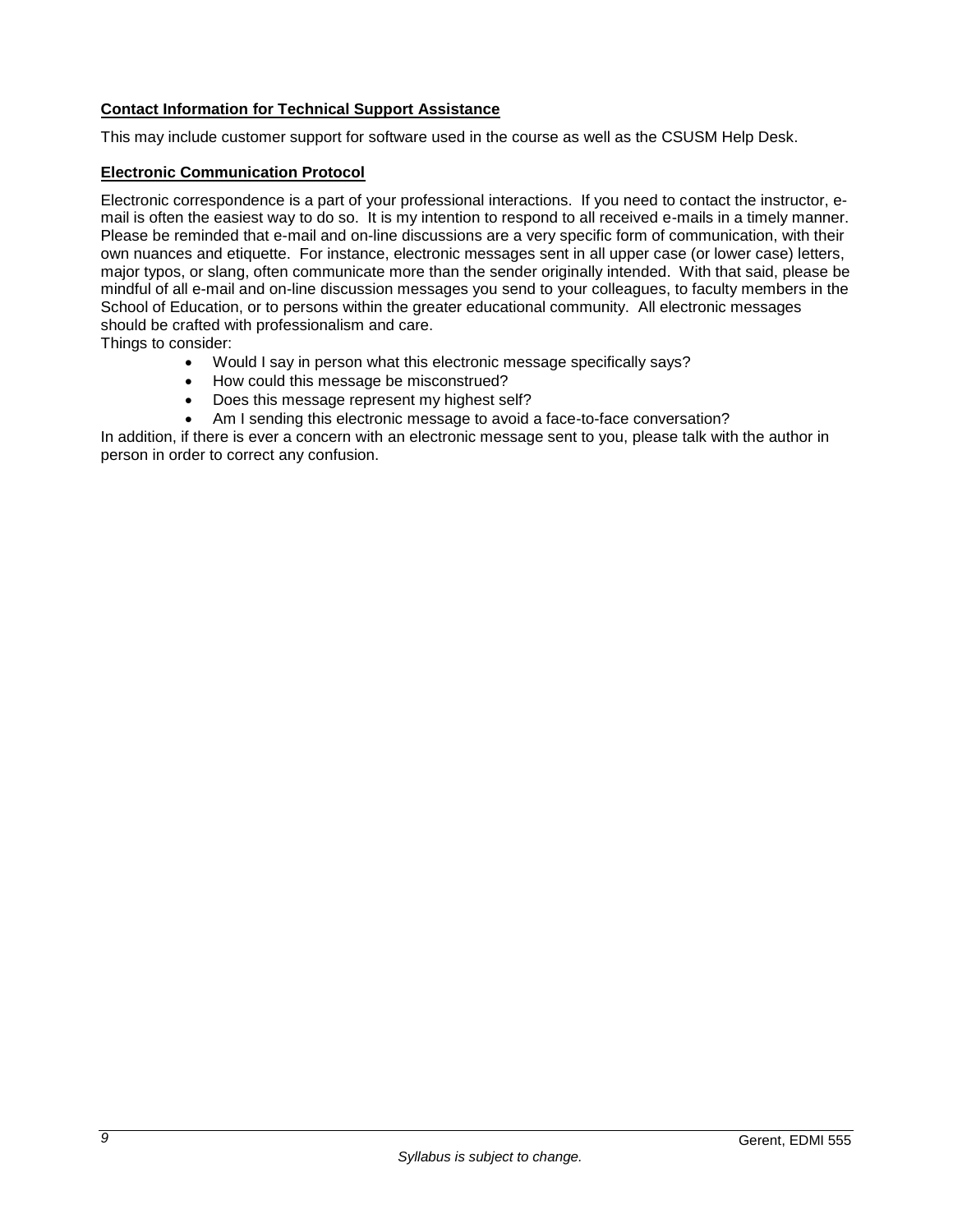**Contact Information for Technical Support Assistance**

This may include customer support for software used in the course as well as the CSUSM Help Desk.

**Electronic Communication Protocol**

Electronic correspondence is a part of your professional interactions. If you need to contact the instructor, e-mail is often the easiest way to do so. It is my intention to respond to all received e-mails in a timely manner. Please be reminded that e-mail and on-line discussions are a very specific form of communication, with their own nuances and etiquette. For instance, electronic messages sent in all upper case (or lower case) letters, major typos, or slang, often communicate more than the sender originally intended. With that said, please be mindful of all e-mail and on-line discussion messages you send to your colleagues, to faculty members in the School of Education, or to persons within the greater educational community. All electronic messages should be crafted with professionalism and care.

Things to consider:

- Would I say in person what this electronic message specifically says?
- How could this message be misconstrued?
- Does this message represent my highest self?
- Am I sending this electronic message to avoid a face-to-face conversation?

In addition, if there is ever a concern with an electronic message sent to you, please talk with the author in person in order to correct any confusion.